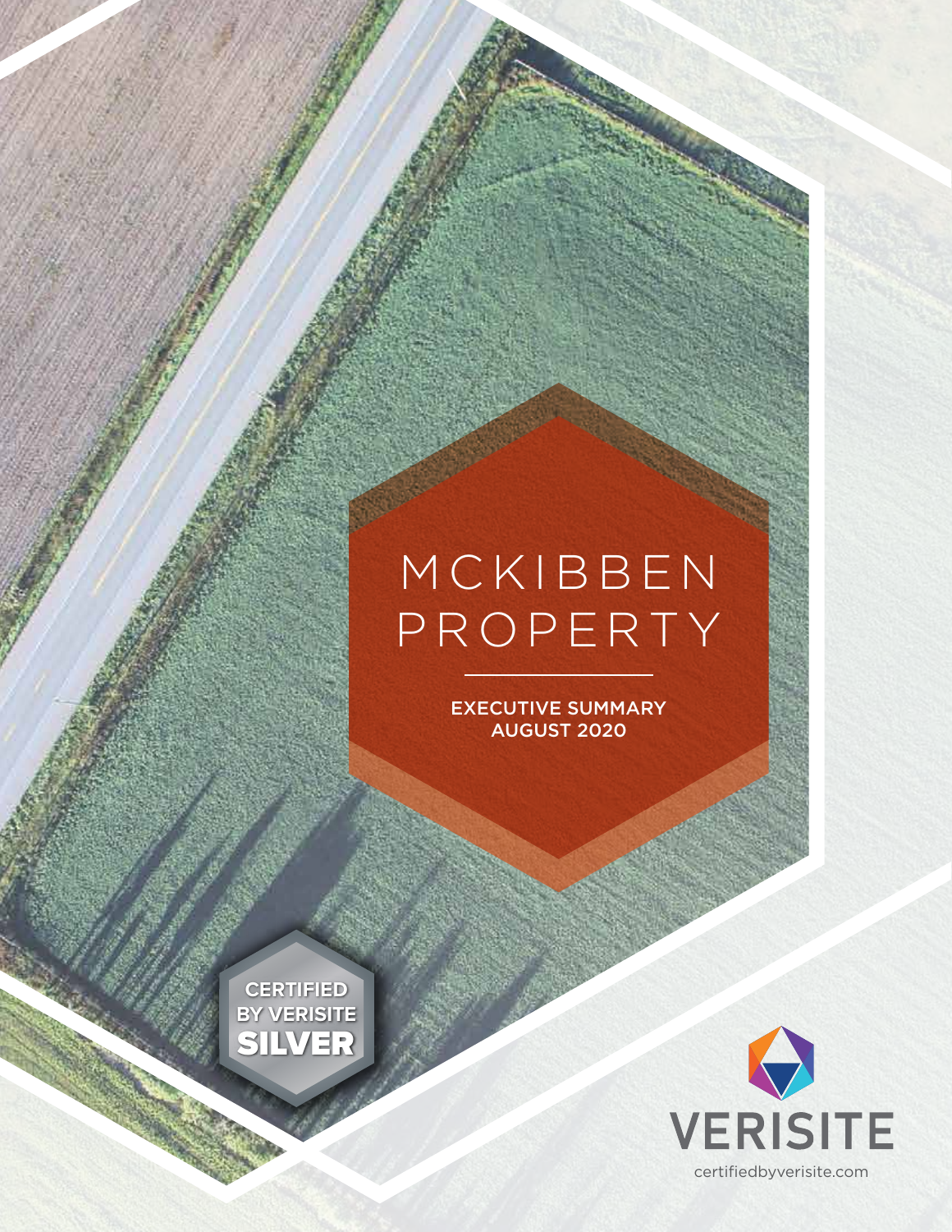# MCKIBBEN PROPERTY

**EXECUTIVE SUMMARY**
**AUGUST 2020**

CERTIFIED BY VERISITE SILVER

VERISITE

certifiedbyverisite.com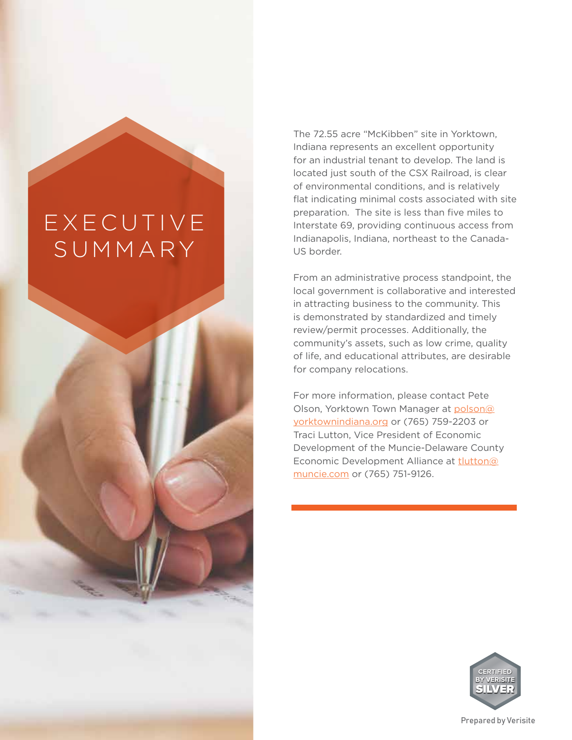# EXECUTIVE SUMMARY

The 72.55 acre "McKibben" site in Yorktown, Indiana represents an excellent opportunity for an industrial tenant to develop. The land is located just south of the CSX Railroad, is clear of environmental conditions, and is relatively flat indicating minimal costs associated with site preparation. The site is less than five miles to Interstate 69, providing continuous access from Indianapolis, Indiana, northeast to the Canada-US border.

From an administrative process standpoint, the local government is collaborative and interested in attracting business to the community. This is demonstrated by standardized and timely review/permit processes. Additionally, the community's assets, such as low crime, quality of life, and educational attributes, are desirable for company relocations.

For more information, please contact Pete Olson, Yorktown Town Manager at polson@yorktownindiana.org or (765) 759-2203 or Traci Lutton, Vice President of Economic Development of the Muncie-Delaware County Economic Development Alliance at tlutton@muncie.com or (765) 751-9126.

CERTIFIED BY VERISITE SILVER

Prepared by Verisite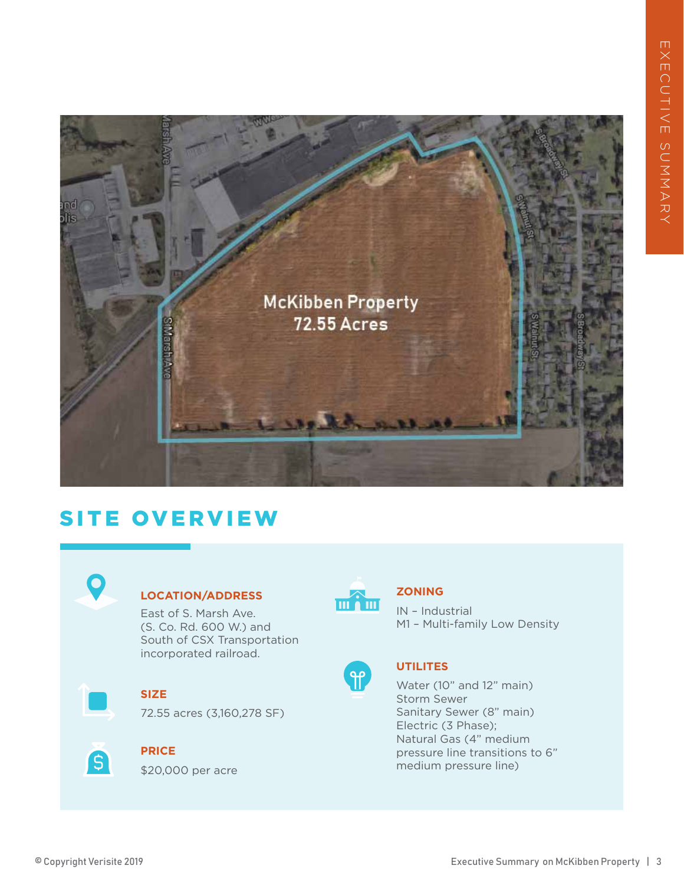McKibben Property
72.55 Acres

## SITE OVERVIEW

### LOCATION/ADDRESS

East of S. Marsh Ave.
(S. Co. Rd. 600 W.) and
South of CSX Transportation
incorporated railroad.

### SIZE

72.55 acres (3,160,278 SF)

### PRICE

$20,000 per acre

### ZONING

IN – Industrial
M1 – Multi-family Low Density

### UTILITES

Water (10" and 12" main)
Storm Sewer
Sanitary Sewer (8" main)
Electric (3 Phase);
Natural Gas (4" medium pressure line transitions to 6" medium pressure line)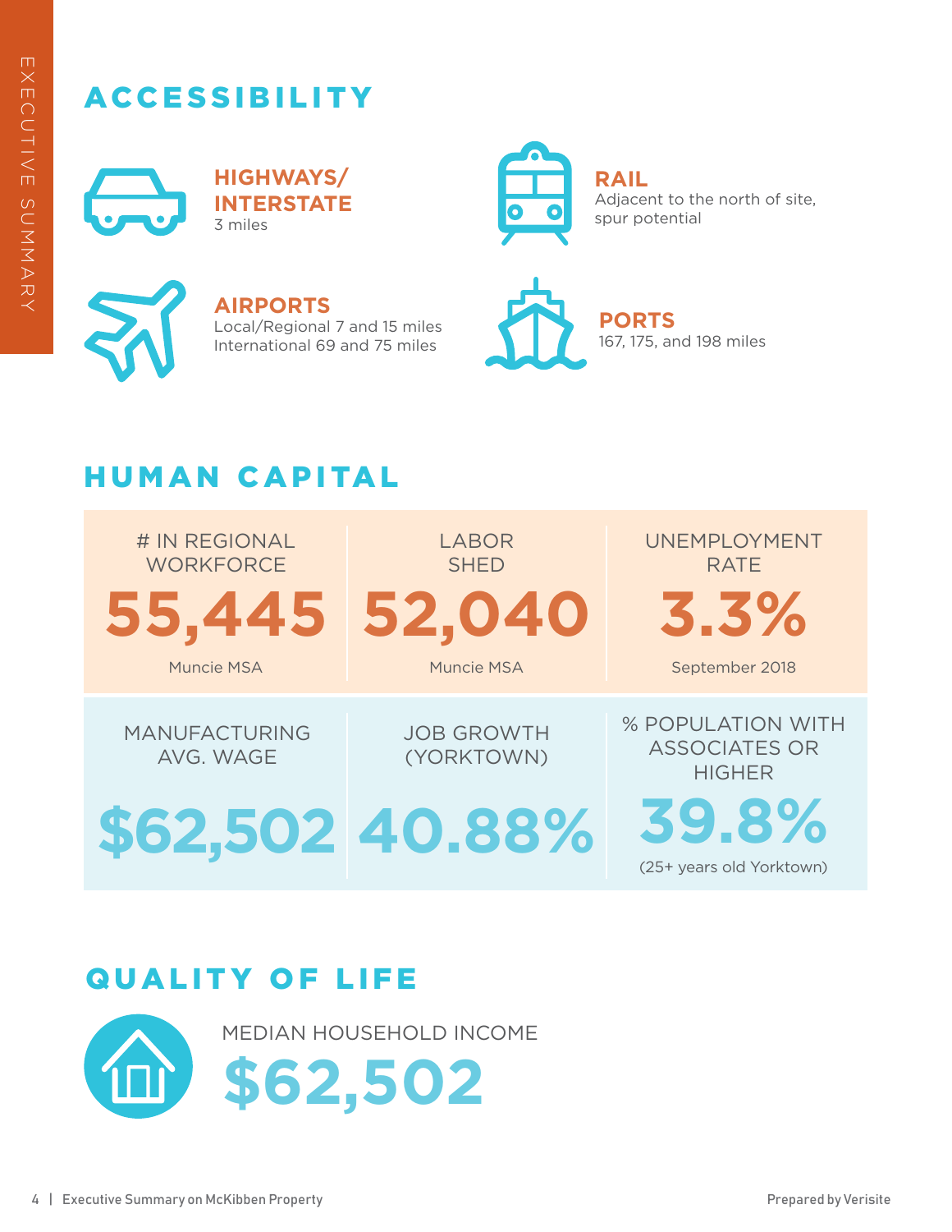## ACCESSIBILITY

**HIGHWAYS/ INTERSTATE**
3 miles

**RAIL**
Adjacent to the north of site, spur potential

**AIRPORTS**
Local/Regional 7 and 15 miles
International 69 and 75 miles

**PORTS**
167, 175, and 198 miles

## HUMAN CAPITAL

| # IN REGIONAL WORKFORCE | LABOR SHED | UNEMPLOYMENT RATE |
|---|---|---|
| **55,445** | **52,040** | **3.3%** |
| Muncie MSA | Muncie MSA | September 2018 |

| MANUFACTURING AVG. WAGE | JOB GROWTH (YORKTOWN) | % POPULATION WITH ASSOCIATES OR HIGHER |
|---|---|---|
| **$62,502** | **40.88%** | **39.8%** |
| | | (25+ years old Yorktown) |

## QUALITY OF LIFE

MEDIAN HOUSEHOLD INCOME
**$62,502**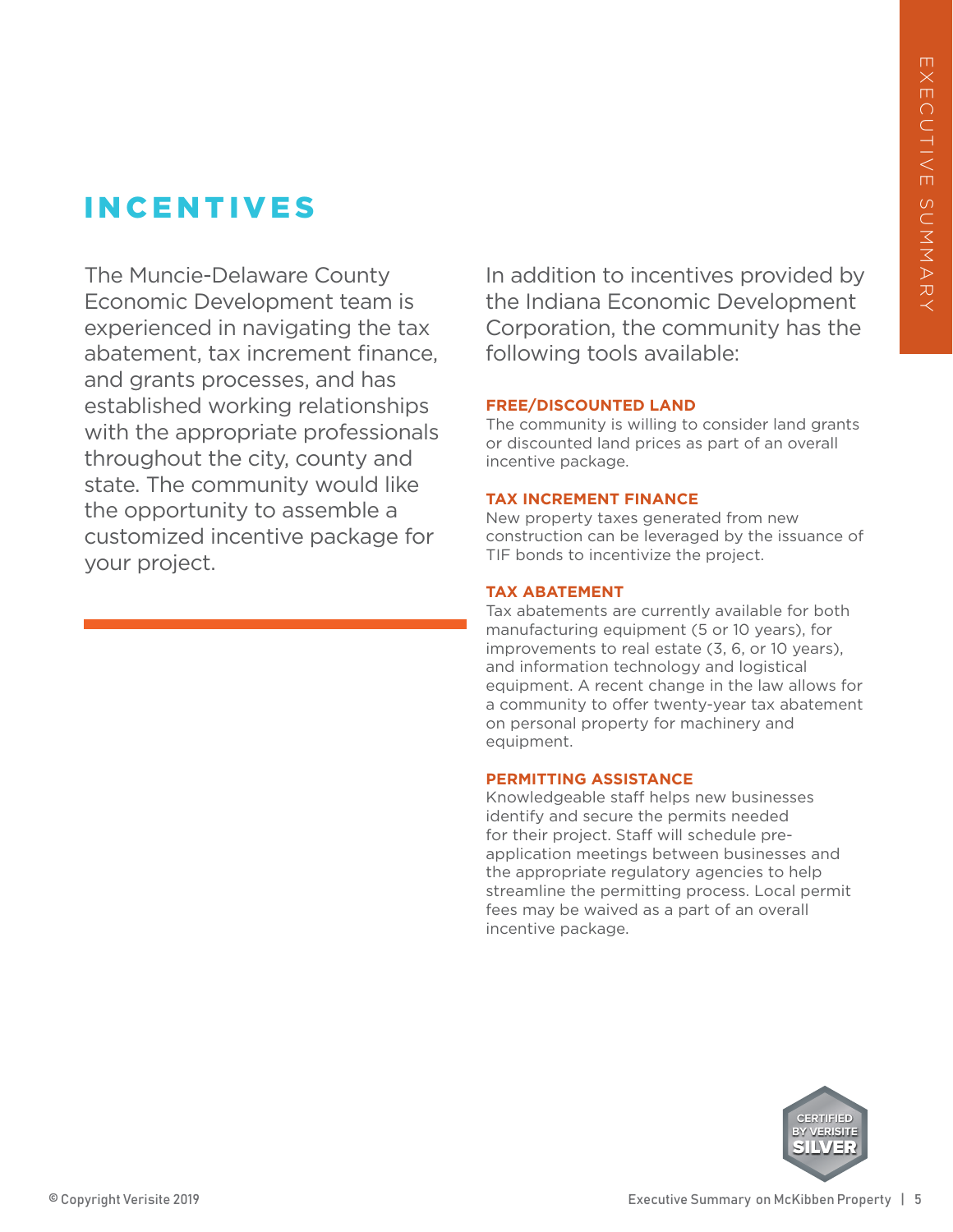# INCENTIVES

The Muncie-Delaware County Economic Development team is experienced in navigating the tax abatement, tax increment finance, and grants processes, and has established working relationships with the appropriate professionals throughout the city, county and state. The community would like the opportunity to assemble a customized incentive package for your project.

In addition to incentives provided by the Indiana Economic Development Corporation, the community has the following tools available:

### FREE/DISCOUNTED LAND

The community is willing to consider land grants or discounted land prices as part of an overall incentive package.

### TAX INCREMENT FINANCE

New property taxes generated from new construction can be leveraged by the issuance of TIF bonds to incentivize the project.

### TAX ABATEMENT

Tax abatements are currently available for both manufacturing equipment (5 or 10 years), for improvements to real estate (3, 6, or 10 years), and information technology and logistical equipment. A recent change in the law allows for a community to offer twenty-year tax abatement on personal property for machinery and equipment.

### PERMITTING ASSISTANCE

Knowledgeable staff helps new businesses identify and secure the permits needed for their project. Staff will schedule pre-application meetings between businesses and the appropriate regulatory agencies to help streamline the permitting process. Local permit fees may be waived as a part of an overall incentive package.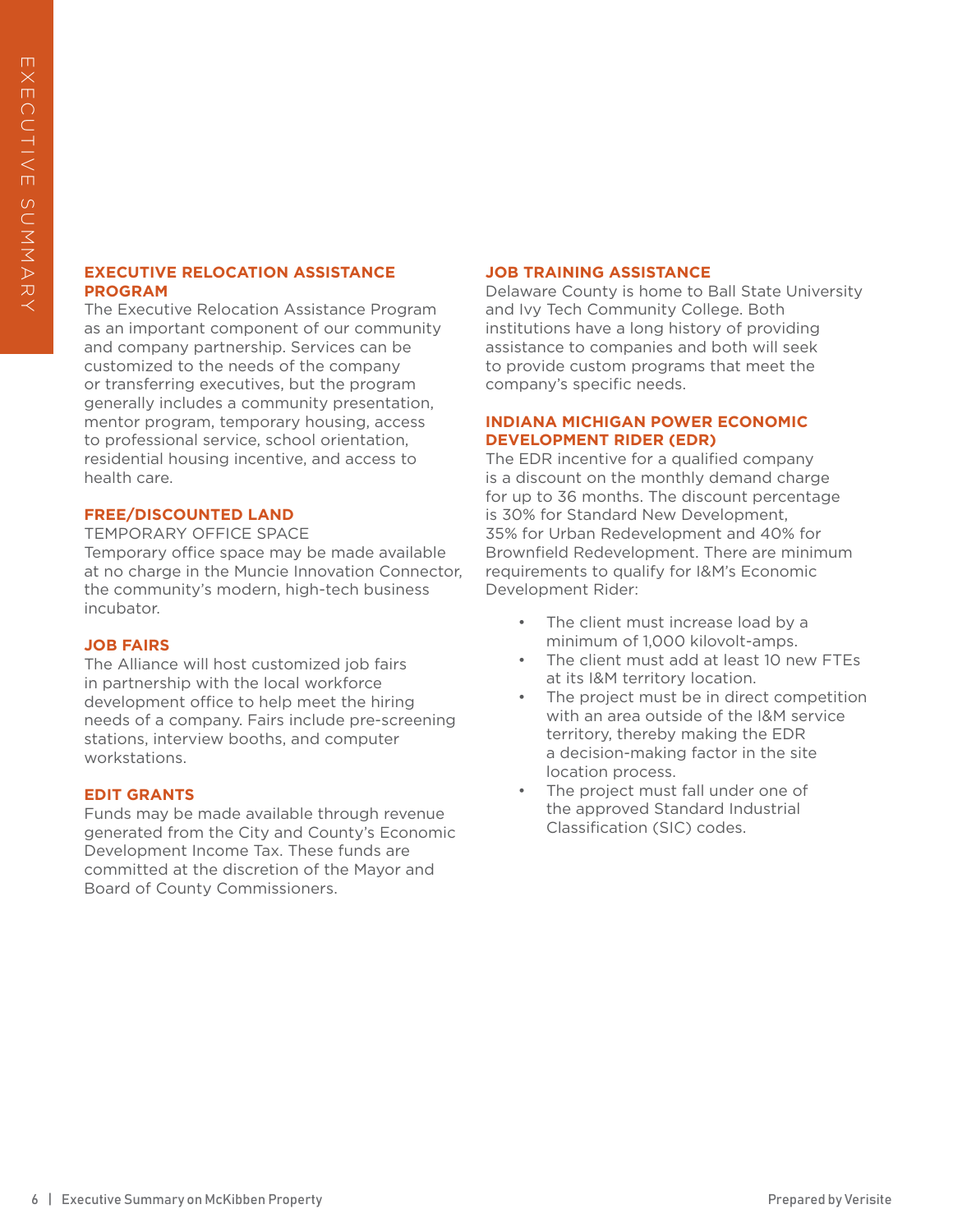### EXECUTIVE RELOCATION ASSISTANCE PROGRAM

The Executive Relocation Assistance Program as an important component of our community and company partnership. Services can be customized to the needs of the company or transferring executives, but the program generally includes a community presentation, mentor program, temporary housing, access to professional service, school orientation, residential housing incentive, and access to health care.

### FREE/DISCOUNTED LAND

TEMPORARY OFFICE SPACE

Temporary office space may be made available at no charge in the Muncie Innovation Connector, the community's modern, high-tech business incubator.

### JOB FAIRS

The Alliance will host customized job fairs in partnership with the local workforce development office to help meet the hiring needs of a company. Fairs include pre-screening stations, interview booths, and computer workstations.

### EDIT GRANTS

Funds may be made available through revenue generated from the City and County's Economic Development Income Tax. These funds are committed at the discretion of the Mayor and Board of County Commissioners.

### JOB TRAINING ASSISTANCE

Delaware County is home to Ball State University and Ivy Tech Community College. Both institutions have a long history of providing assistance to companies and both will seek to provide custom programs that meet the company's specific needs.

### INDIANA MICHIGAN POWER ECONOMIC DEVELOPMENT RIDER (EDR)

The EDR incentive for a qualified company is a discount on the monthly demand charge for up to 36 months. The discount percentage is 30% for Standard New Development, 35% for Urban Redevelopment and 40% for Brownfield Redevelopment. There are minimum requirements to qualify for I&M's Economic Development Rider:

- The client must increase load by a minimum of 1,000 kilovolt-amps.
- The client must add at least 10 new FTEs at its I&M territory location.
- The project must be in direct competition with an area outside of the I&M service territory, thereby making the EDR a decision-making factor in the site location process.
- The project must fall under one of the approved Standard Industrial Classification (SIC) codes.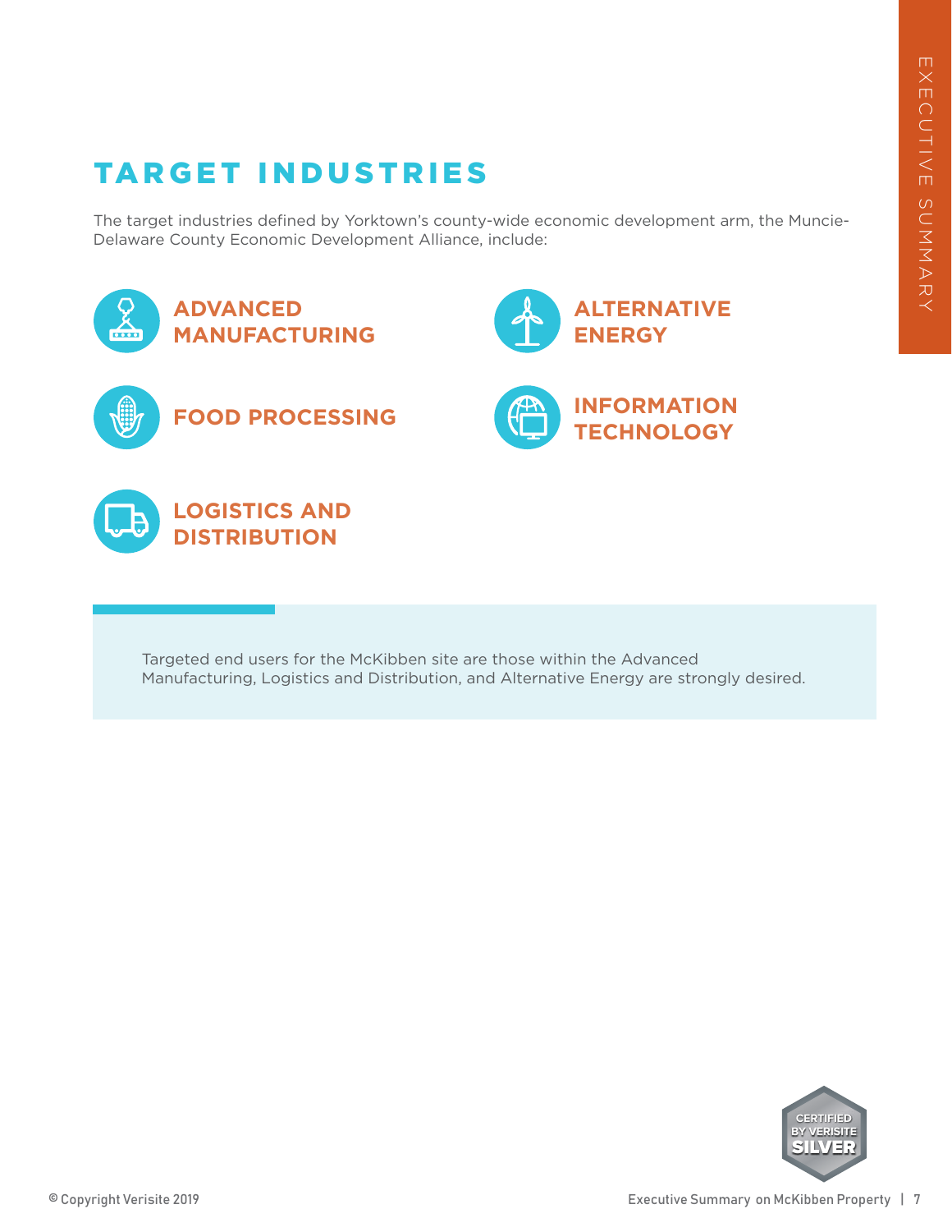## TARGET INDUSTRIES

The target industries defined by Yorktown's county-wide economic development arm, the Muncie-Delaware County Economic Development Alliance, include:

- **ADVANCED MANUFACTURING**
- **ALTERNATIVE ENERGY**
- **FOOD PROCESSING**
- **INFORMATION TECHNOLOGY**
- **LOGISTICS AND DISTRIBUTION**

Targeted end users for the McKibben site are those within the Advanced Manufacturing, Logistics and Distribution, and Alternative Energy are strongly desired.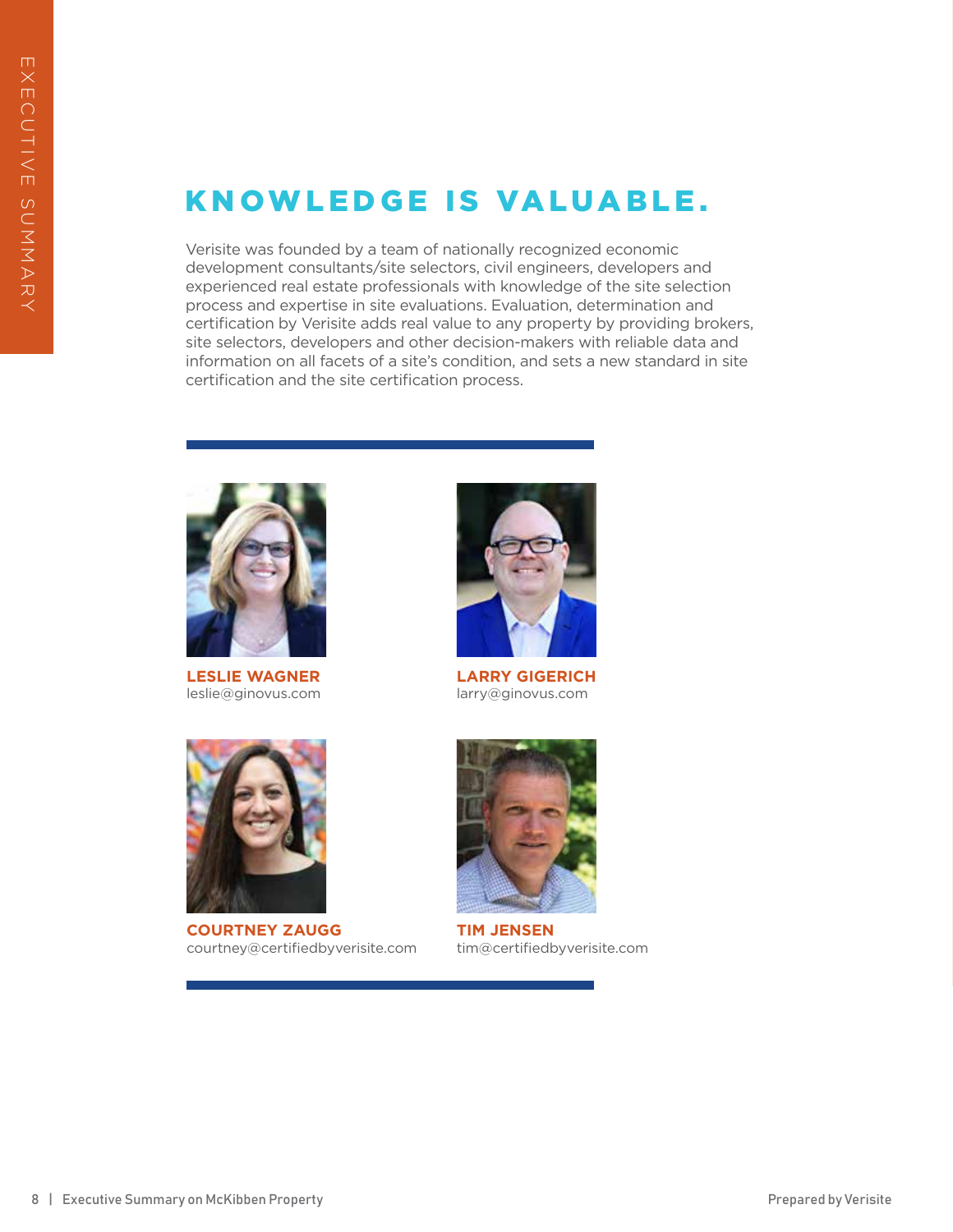# KNOWLEDGE IS VALUABLE.

Verisite was founded by a team of nationally recognized economic development consultants/site selectors, civil engineers, developers and experienced real estate professionals with knowledge of the site selection process and expertise in site evaluations. Evaluation, determination and certification by Verisite adds real value to any property by providing brokers, site selectors, developers and other decision-makers with reliable data and information on all facets of a site's condition, and sets a new standard in site certification and the site certification process.

**LESLIE WAGNER**
leslie@ginovus.com

**LARRY GIGERICH**
larry@ginovus.com

**COURTNEY ZAUGG**
courtney@certifiedbyverisite.com

**TIM JENSEN**
tim@certifiedbyverisite.com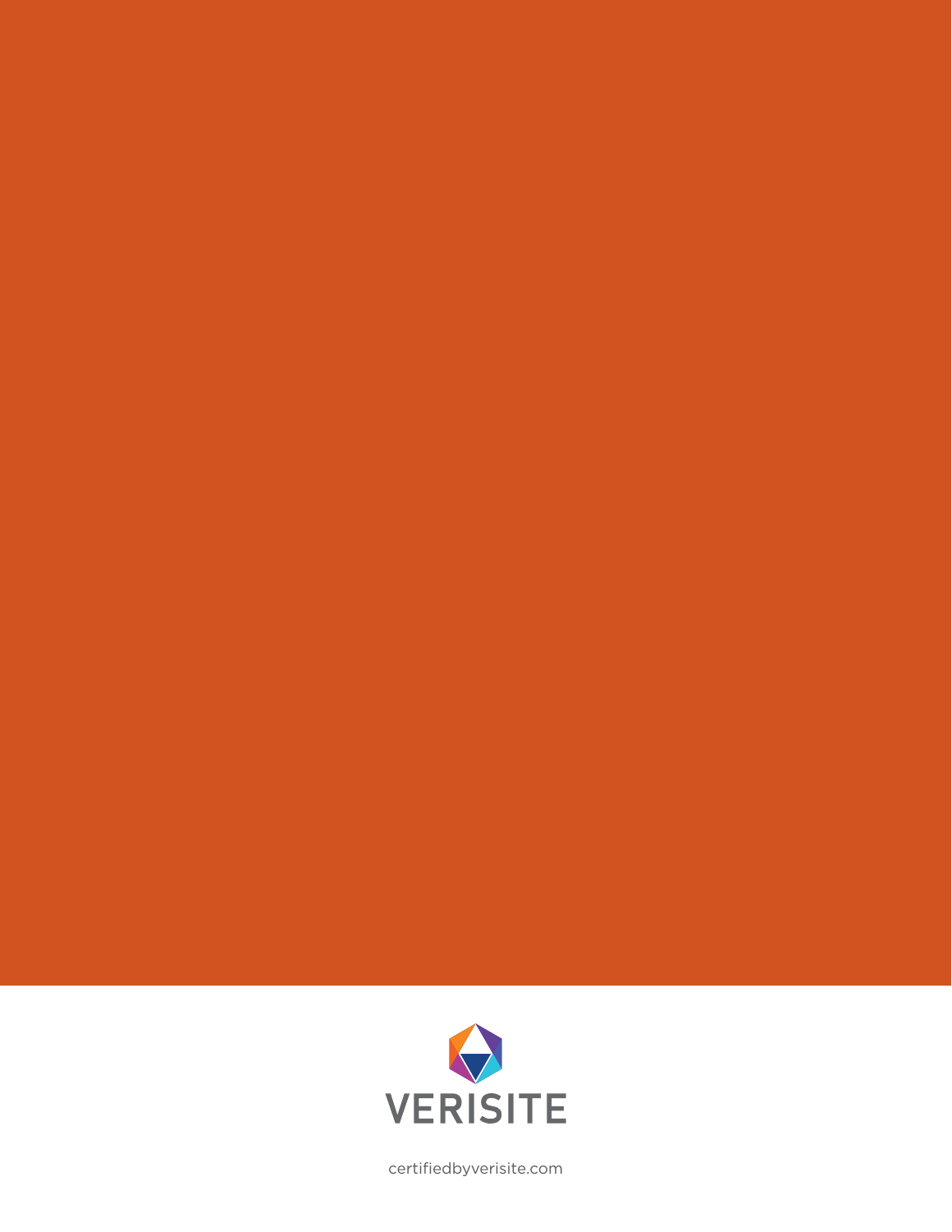VERISITE

certifiedbyverisite.com